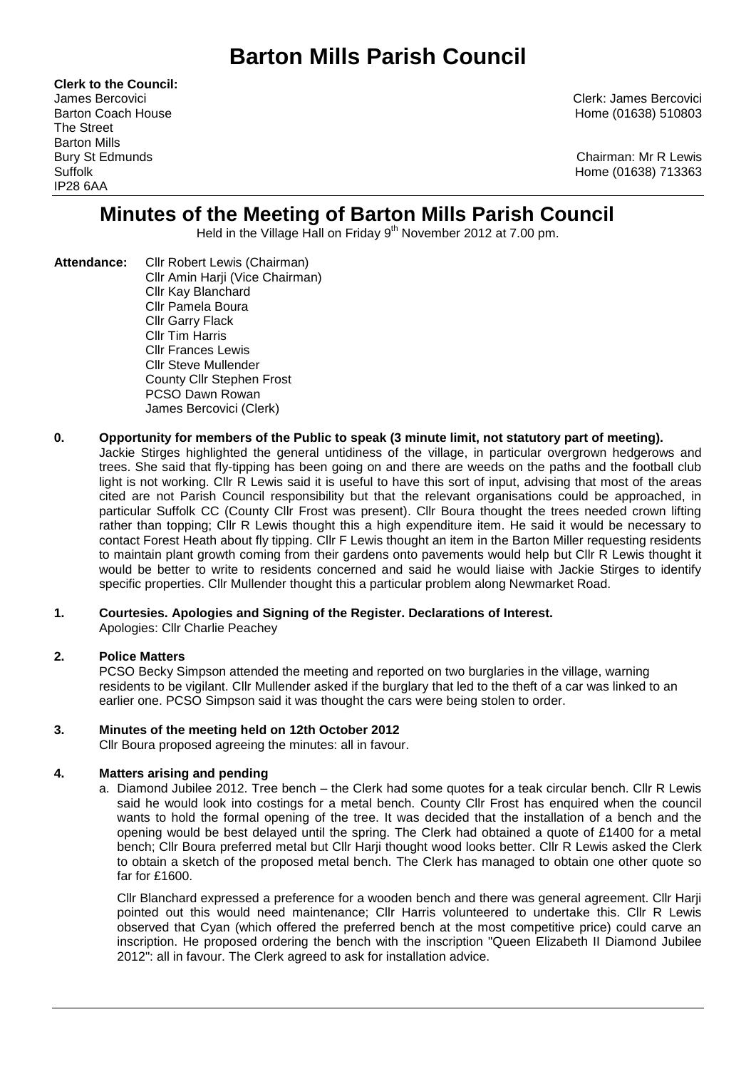# Barton Mills Parish Council

**Clerk to the Council:**
James Bercovici
Barton Coach House
The Street
Barton Mills
Bury St Edmunds
Suffolk
IP28 6AA

Clerk: James Bercovici
Home (01638) 510803

Chairman: Mr R Lewis
Home (01638) 713363

## Minutes of the Meeting of Barton Mills Parish Council

Held in the Village Hall on Friday 9th November 2012 at 7.00 pm.

**Attendance:** Cllr Robert Lewis (Chairman)
Cllr Amin Harji (Vice Chairman)
Cllr Kay Blanchard
Cllr Pamela Boura
Cllr Garry Flack
Cllr Tim Harris
Cllr Frances Lewis
Cllr Steve Mullender
County Cllr Stephen Frost
PCSO Dawn Rowan
James Bercovici (Clerk)

**0. Opportunity for members of the Public to speak (3 minute limit, not statutory part of meeting).**

Jackie Stirges highlighted the general untidiness of the village, in particular overgrown hedgerows and trees. She said that fly-tipping has been going on and there are weeds on the paths and the football club light is not working. Cllr R Lewis said it is useful to have this sort of input, advising that most of the areas cited are not Parish Council responsibility but that the relevant organisations could be approached, in particular Suffolk CC (County Cllr Frost was present). Cllr Boura thought the trees needed crown lifting rather than topping; Cllr R Lewis thought this a high expenditure item. He said it would be necessary to contact Forest Heath about fly tipping. Cllr F Lewis thought an item in the Barton Miller requesting residents to maintain plant growth coming from their gardens onto pavements would help but Cllr R Lewis thought it would be better to write to residents concerned and said he would liaise with Jackie Stirges to identify specific properties. Cllr Mullender thought this a particular problem along Newmarket Road.

**1. Courtesies. Apologies and Signing of the Register. Declarations of Interest.**

Apologies: Cllr Charlie Peachey

**2. Police Matters**

PCSO Becky Simpson attended the meeting and reported on two burglaries in the village, warning residents to be vigilant. Cllr Mullender asked if the burglary that led to the theft of a car was linked to an earlier one. PCSO Simpson said it was thought the cars were being stolen to order.

**3. Minutes of the meeting held on 12th October 2012**

Cllr Boura proposed agreeing the minutes: all in favour.

**4. Matters arising and pending**

a. Diamond Jubilee 2012. Tree bench – the Clerk had some quotes for a teak circular bench. Cllr R Lewis said he would look into costings for a metal bench. County Cllr Frost has enquired when the council wants to hold the formal opening of the tree. It was decided that the installation of a bench and the opening would be best delayed until the spring. The Clerk had obtained a quote of £1400 for a metal bench; Cllr Boura preferred metal but Cllr Harji thought wood looks better. Cllr R Lewis asked the Clerk to obtain a sketch of the proposed metal bench. The Clerk has managed to obtain one other quote so far for £1600.

Cllr Blanchard expressed a preference for a wooden bench and there was general agreement. Cllr Harji pointed out this would need maintenance; Cllr Harris volunteered to undertake this. Cllr R Lewis observed that Cyan (which offered the preferred bench at the most competitive price) could carve an inscription. He proposed ordering the bench with the inscription "Queen Elizabeth II Diamond Jubilee 2012": all in favour. The Clerk agreed to ask for installation advice.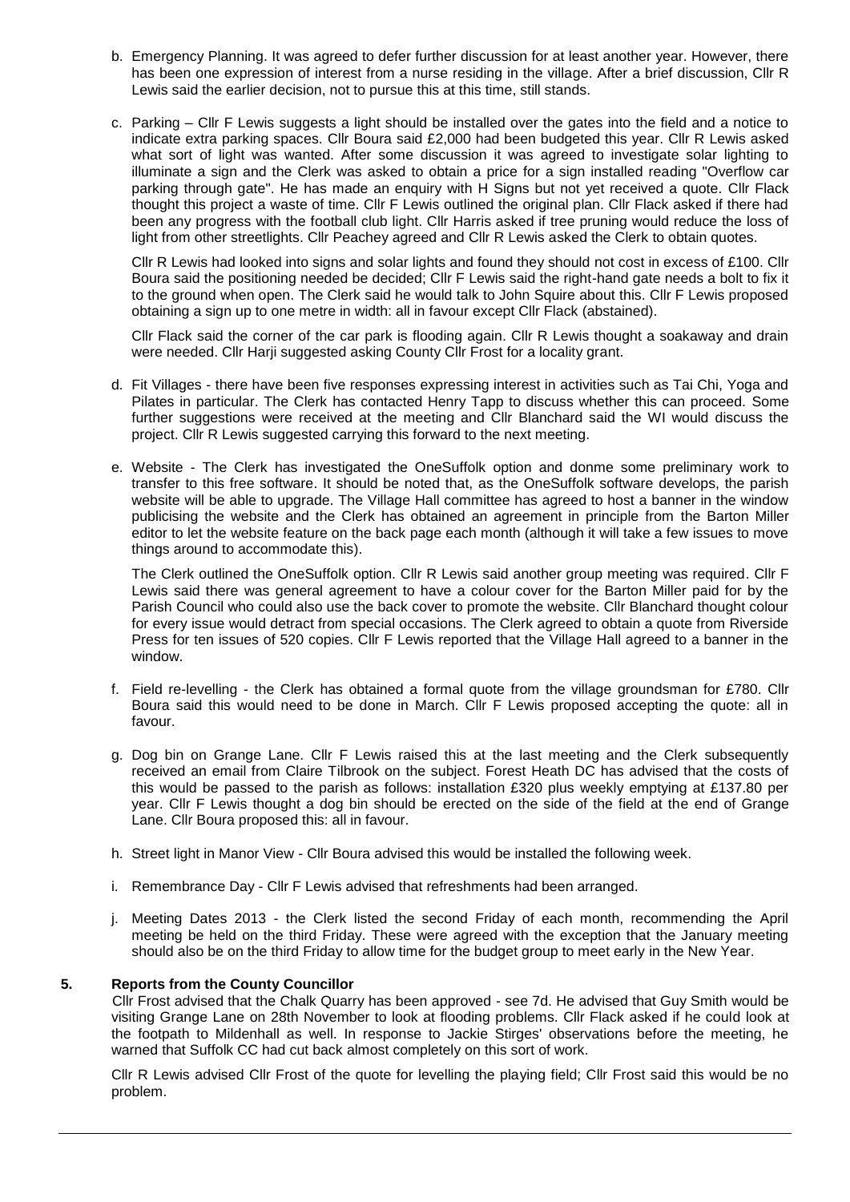b. Emergency Planning. It was agreed to defer further discussion for at least another year. However, there has been one expression of interest from a nurse residing in the village. After a brief discussion, Cllr R Lewis said the earlier decision, not to pursue this at this time, still stands.

c. Parking – Cllr F Lewis suggests a light should be installed over the gates into the field and a notice to indicate extra parking spaces. Cllr Boura said £2,000 had been budgeted this year. Cllr R Lewis asked what sort of light was wanted. After some discussion it was agreed to investigate solar lighting to illuminate a sign and the Clerk was asked to obtain a price for a sign installed reading "Overflow car parking through gate". He has made an enquiry with H Signs but not yet received a quote. Cllr Flack thought this project a waste of time. Cllr F Lewis outlined the original plan. Cllr Flack asked if there had been any progress with the football club light. Cllr Harris asked if tree pruning would reduce the loss of light from other streetlights. Cllr Peachey agreed and Cllr R Lewis asked the Clerk to obtain quotes.

   Cllr R Lewis had looked into signs and solar lights and found they should not cost in excess of £100. Cllr Boura said the positioning needed be decided; Cllr F Lewis said the right-hand gate needs a bolt to fix it to the ground when open. The Clerk said he would talk to John Squire about this. Cllr F Lewis proposed obtaining a sign up to one metre in width: all in favour except Cllr Flack (abstained).

   Cllr Flack said the corner of the car park is flooding again. Cllr R Lewis thought a soakaway and drain were needed. Cllr Harji suggested asking County Cllr Frost for a locality grant.

d. Fit Villages - there have been five responses expressing interest in activities such as Tai Chi, Yoga and Pilates in particular. The Clerk has contacted Henry Tapp to discuss whether this can proceed. Some further suggestions were received at the meeting and Cllr Blanchard said the WI would discuss the project. Cllr R Lewis suggested carrying this forward to the next meeting.

e. Website - The Clerk has investigated the OneSuffolk option and donme some preliminary work to transfer to this free software. It should be noted that, as the OneSuffolk software develops, the parish website will be able to upgrade. The Village Hall committee has agreed to host a banner in the window publicising the website and the Clerk has obtained an agreement in principle from the Barton Miller editor to let the website feature on the back page each month (although it will take a few issues to move things around to accommodate this).

   The Clerk outlined the OneSuffolk option. Cllr R Lewis said another group meeting was required. Cllr F Lewis said there was general agreement to have a colour cover for the Barton Miller paid for by the Parish Council who could also use the back cover to promote the website. Cllr Blanchard thought colour for every issue would detract from special occasions. The Clerk agreed to obtain a quote from Riverside Press for ten issues of 520 copies. Cllr F Lewis reported that the Village Hall agreed to a banner in the window.

f. Field re-levelling - the Clerk has obtained a formal quote from the village groundsman for £780. Cllr Boura said this would need to be done in March. Cllr F Lewis proposed accepting the quote: all in favour.

g. Dog bin on Grange Lane. Cllr F Lewis raised this at the last meeting and the Clerk subsequently received an email from Claire Tilbrook on the subject. Forest Heath DC has advised that the costs of this would be passed to the parish as follows: installation £320 plus weekly emptying at £137.80 per year. Cllr F Lewis thought a dog bin should be erected on the side of the field at the end of Grange Lane. Cllr Boura proposed this: all in favour.

h. Street light in Manor View - Cllr Boura advised this would be installed the following week.

i. Remembrance Day - Cllr F Lewis advised that refreshments had been arranged.

j. Meeting Dates 2013 - the Clerk listed the second Friday of each month, recommending the April meeting be held on the third Friday. These were agreed with the exception that the January meeting should also be on the third Friday to allow time for the budget group to meet early in the New Year.

## 5. Reports from the County Councillor

Cllr Frost advised that the Chalk Quarry has been approved - see 7d. He advised that Guy Smith would be visiting Grange Lane on 28th November to look at flooding problems. Cllr Flack asked if he could look at the footpath to Mildenhall as well. In response to Jackie Stirges' observations before the meeting, he warned that Suffolk CC had cut back almost completely on this sort of work.

Cllr R Lewis advised Cllr Frost of the quote for levelling the playing field; Cllr Frost said this would be no problem.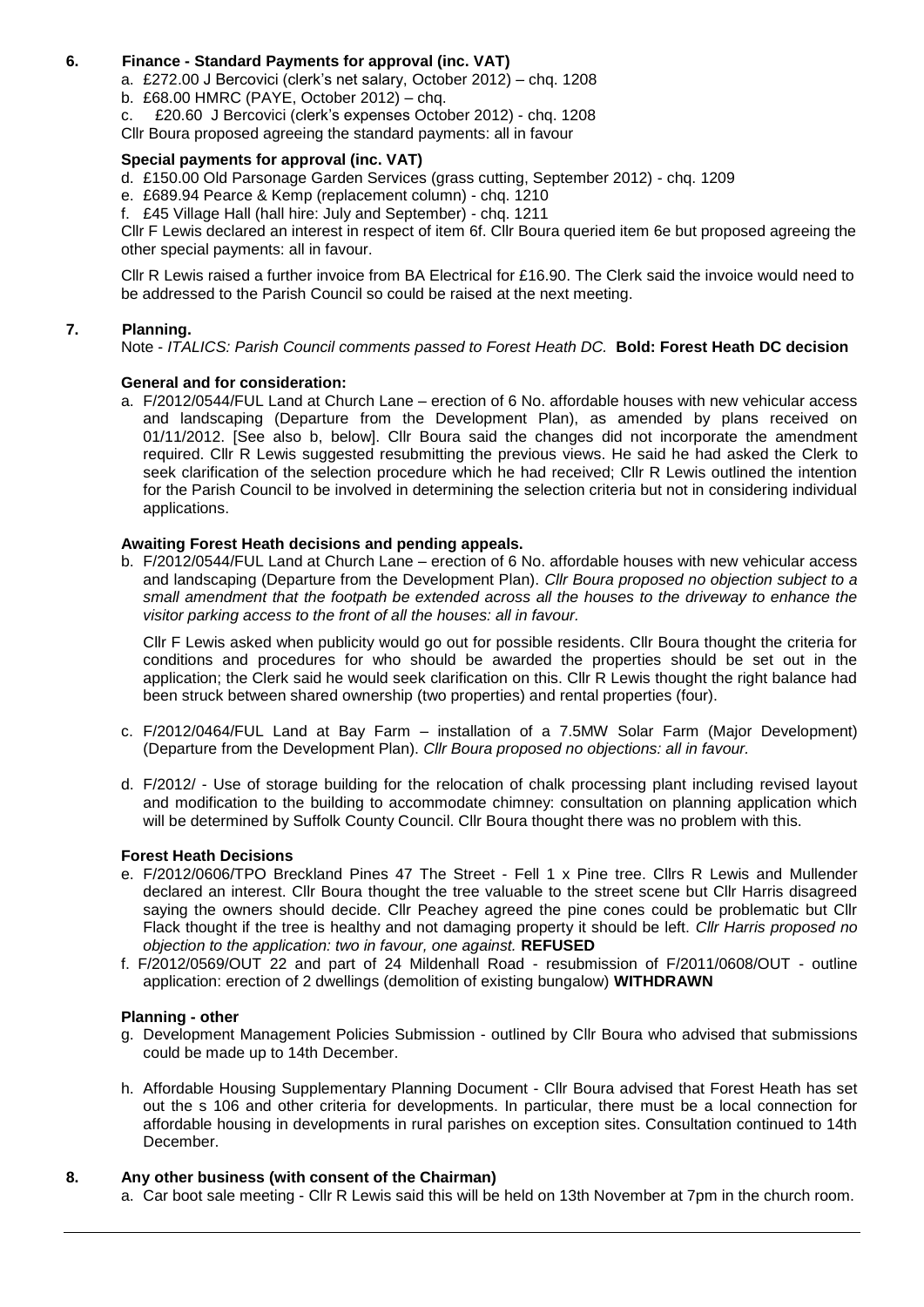## 6. Finance - Standard Payments for approval (inc. VAT)

a. £272.00 J Bercovici (clerk's net salary, October 2012) – chq. 1208
b. £68.00 HMRC (PAYE, October 2012) – chq.
c. £20.60 J Bercovici (clerk's expenses October 2012) - chq. 1208

Cllr Boura proposed agreeing the standard payments: all in favour

### Special payments for approval (inc. VAT)

d. £150.00 Old Parsonage Garden Services (grass cutting, September 2012) - chq. 1209
e. £689.94 Pearce & Kemp (replacement column) - chq. 1210
f. £45 Village Hall (hall hire: July and September) - chq. 1211

Cllr F Lewis declared an interest in respect of item 6f. Cllr Boura queried item 6e but proposed agreeing the other special payments: all in favour.

Cllr R Lewis raised a further invoice from BA Electrical for £16.90. The Clerk said the invoice would need to be addressed to the Parish Council so could be raised at the next meeting.

## 7. Planning.

Note - *ITALICS: Parish Council comments passed to Forest Heath DC.* **Bold: Forest Heath DC decision**

### General and for consideration:

a. F/2012/0544/FUL Land at Church Lane – erection of 6 No. affordable houses with new vehicular access and landscaping (Departure from the Development Plan), as amended by plans received on 01/11/2012. [See also b, below]. Cllr Boura said the changes did not incorporate the amendment required. Cllr R Lewis suggested resubmitting the previous views. He said he had asked the Clerk to seek clarification of the selection procedure which he had received; Cllr R Lewis outlined the intention for the Parish Council to be involved in determining the selection criteria but not in considering individual applications.

### Awaiting Forest Heath decisions and pending appeals.

b. F/2012/0544/FUL Land at Church Lane – erection of 6 No. affordable houses with new vehicular access and landscaping (Departure from the Development Plan). *Cllr Boura proposed no objection subject to a small amendment that the footpath be extended across all the houses to the driveway to enhance the visitor parking access to the front of all the houses: all in favour.*

Cllr F Lewis asked when publicity would go out for possible residents. Cllr Boura thought the criteria for conditions and procedures for who should be awarded the properties should be set out in the application; the Clerk said he would seek clarification on this. Cllr R Lewis thought the right balance had been struck between shared ownership (two properties) and rental properties (four).

c. F/2012/0464/FUL Land at Bay Farm – installation of a 7.5MW Solar Farm (Major Development) (Departure from the Development Plan). *Cllr Boura proposed no objections: all in favour.*

d. F/2012/ - Use of storage building for the relocation of chalk processing plant including revised layout and modification to the building to accommodate chimney: consultation on planning application which will be determined by Suffolk County Council. Cllr Boura thought there was no problem with this.

### Forest Heath Decisions

e. F/2012/0606/TPO Breckland Pines 47 The Street - Fell 1 x Pine tree. Cllrs R Lewis and Mullender declared an interest. Cllr Boura thought the tree valuable to the street scene but Cllr Harris disagreed saying the owners should decide. Cllr Peachey agreed the pine cones could be problematic but Cllr Flack thought if the tree is healthy and not damaging property it should be left. *Cllr Harris proposed no objection to the application: two in favour, one against.* **REFUSED**

f. F/2012/0569/OUT 22 and part of 24 Mildenhall Road - resubmission of F/2011/0608/OUT - outline application: erection of 2 dwellings (demolition of existing bungalow) **WITHDRAWN**

### Planning - other

g. Development Management Policies Submission - outlined by Cllr Boura who advised that submissions could be made up to 14th December.

h. Affordable Housing Supplementary Planning Document - Cllr Boura advised that Forest Heath has set out the s 106 and other criteria for developments. In particular, there must be a local connection for affordable housing in developments in rural parishes on exception sites. Consultation continued to 14th December.

## 8. Any other business (with consent of the Chairman)

a. Car boot sale meeting - Cllr R Lewis said this will be held on 13th November at 7pm in the church room.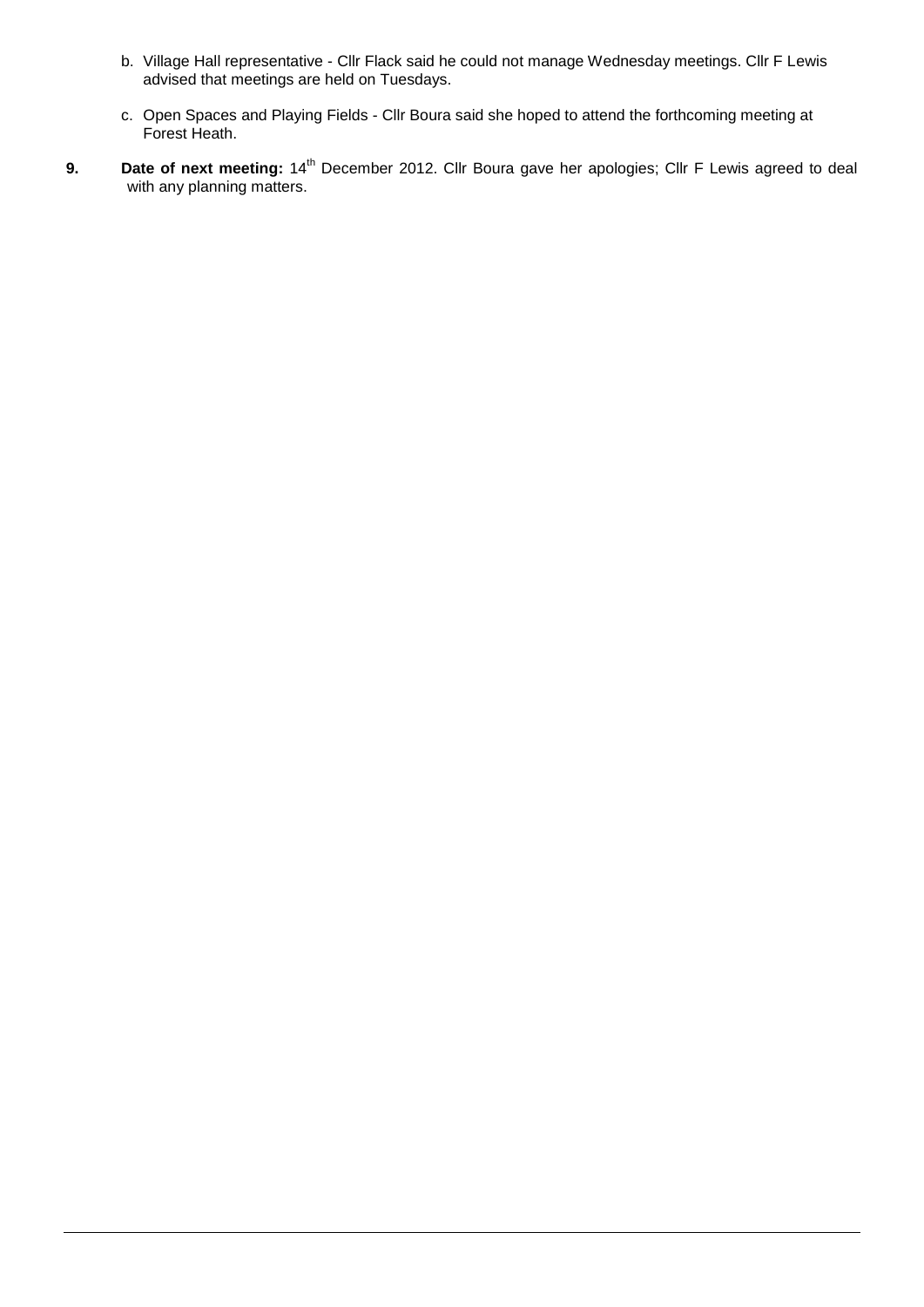b. Village Hall representative - Cllr Flack said he could not manage Wednesday meetings. Cllr F Lewis advised that meetings are held on Tuesdays.

c. Open Spaces and Playing Fields - Cllr Boura said she hoped to attend the forthcoming meeting at Forest Heath.

**9. Date of next meeting:** 14th December 2012. Cllr Boura gave her apologies; Cllr F Lewis agreed to deal with any planning matters.